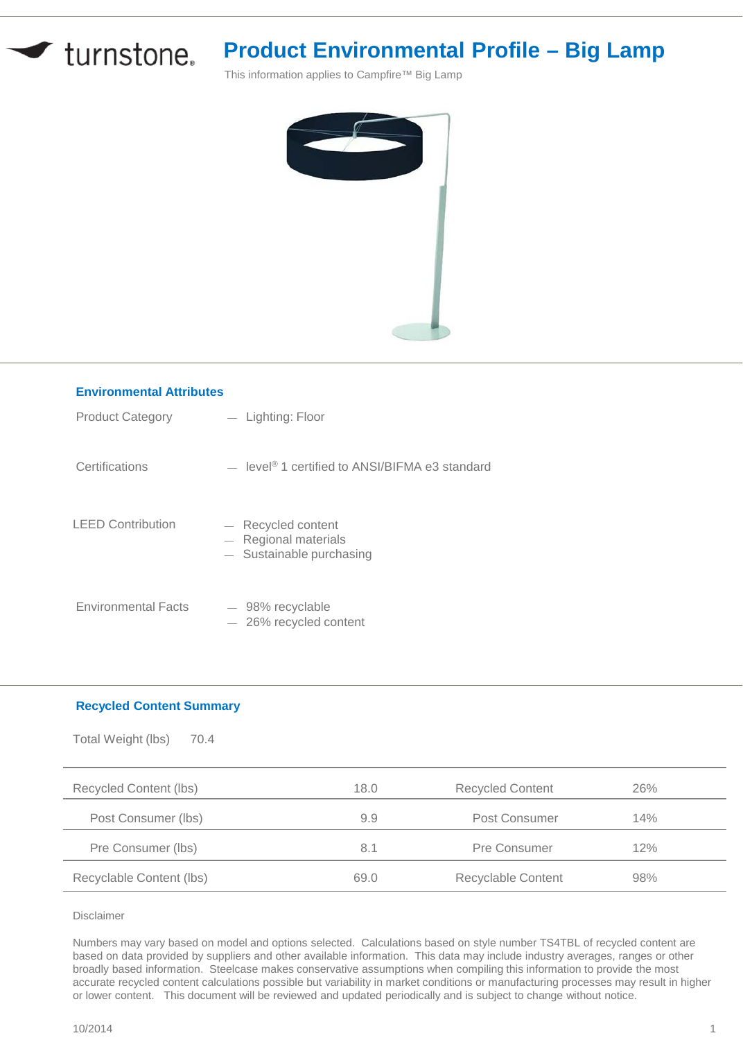turnstone

# Product Environmental Profile – Big Lamp

This information applies to Campfire™ Big Lamp

## Environmental Attributes

Product Category
— Lighting: Floor

Certifications
— level® 1 certified to ANSI/BIFMA e3 standard

LEED Contribution
— Recycled content
— Regional materials
— Sustainable purchasing

Environmental Facts
— 98% recyclable
— 26% recycled content

## Recycled Content Summary

Total Weight (lbs) 70.4

| | | | |
|---|---|---|---|
| Recycled Content (lbs) | 18.0 | Recycled Content | 26% |
| Post Consumer (lbs) | 9.9 | Post Consumer | 14% |
| Pre Consumer (lbs) | 8.1 | Pre Consumer | 12% |
| Recyclable Content (lbs) | 69.0 | Recyclable Content | 98% |

Disclaimer

Numbers may vary based on model and options selected. Calculations based on style number TS4TBL of recycled content are based on data provided by suppliers and other available information. This data may include industry averages, ranges or other broadly based information. Steelcase makes conservative assumptions when compiling this information to provide the most accurate recycled content calculations possible but variability in market conditions or manufacturing processes may result in higher or lower content. This document will be reviewed and updated periodically and is subject to change without notice.

10/2014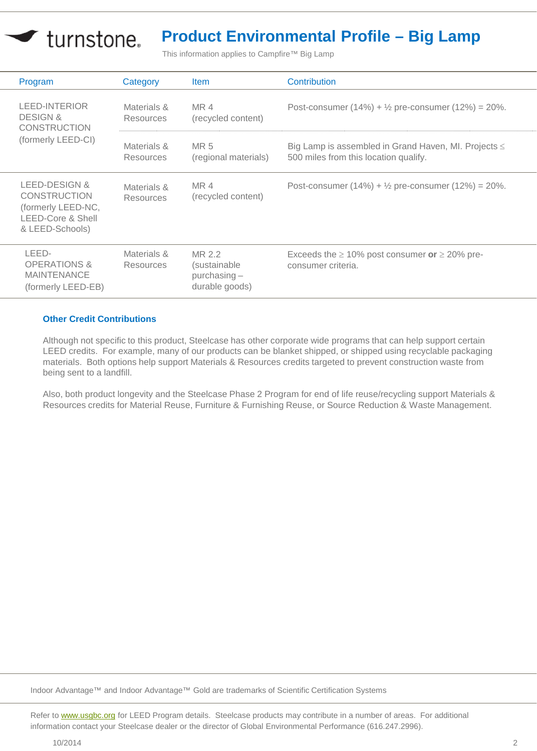turnstone

# Product Environmental Profile – Big Lamp

This information applies to Campfire™ Big Lamp

| Program | Category | Item | Contribution |
| --- | --- | --- | --- |
| LEED-INTERIOR DESIGN & CONSTRUCTION (formerly LEED-CI) | Materials & Resources | MR 4 (recycled content) | Post-consumer (14%) + ½ pre-consumer (12%) = 20%. |
| | Materials & Resources | MR 5 (regional materials) | Big Lamp is assembled in Grand Haven, MI. Projects ≤ 500 miles from this location qualify. |
| LEED-DESIGN & CONSTRUCTION (formerly LEED-NC, LEED-Core & Shell & LEED-Schools) | Materials & Resources | MR 4 (recycled content) | Post-consumer (14%) + ½ pre-consumer (12%) = 20%. |
| LEED-OPERATIONS & MAINTENANCE (formerly LEED-EB) | Materials & Resources | MR 2.2 (sustainable purchasing – durable goods) | Exceeds the ≥ 10% post consumer **or** ≥ 20% pre-consumer criteria. |

### Other Credit Contributions

Although not specific to this product, Steelcase has other corporate wide programs that can help support certain LEED credits. For example, many of our products can be blanket shipped, or shipped using recyclable packaging materials. Both options help support Materials & Resources credits targeted to prevent construction waste from being sent to a landfill.

Also, both product longevity and the Steelcase Phase 2 Program for end of life reuse/recycling support Materials & Resources credits for Material Reuse, Furniture & Furnishing Reuse, or Source Reduction & Waste Management.

Indoor Advantage™ and Indoor Advantage™ Gold are trademarks of Scientific Certification Systems

Refer to www.usgbc.org for LEED Program details. Steelcase products may contribute in a number of areas. For additional information contact your Steelcase dealer or the director of Global Environmental Performance (616.247.2996).

10/2014